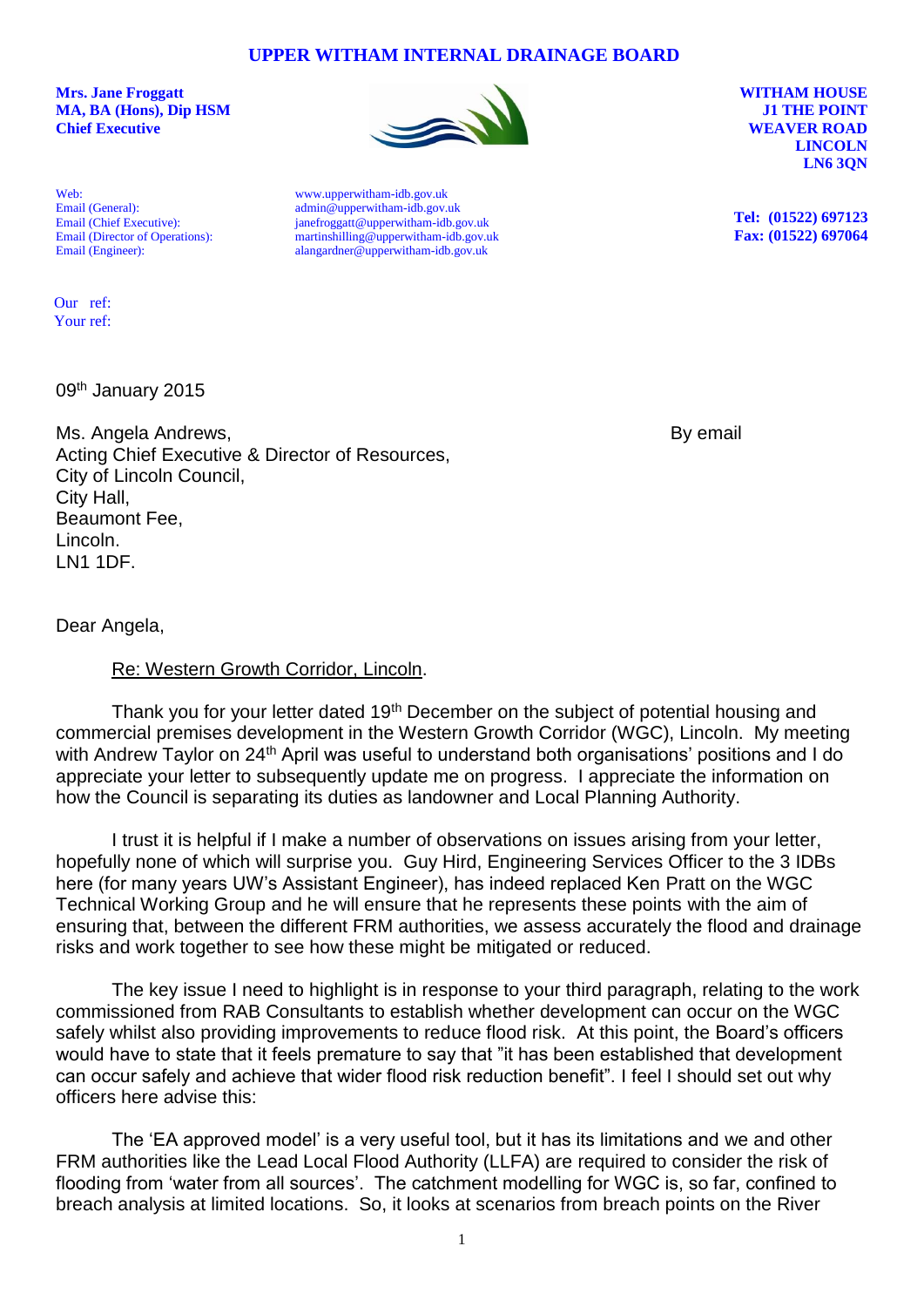# UPPER WITHAM INTERNAL DRAINAGE BOARD

**Mrs. Jane Froggatt**
**MA, BA (Hons), Dip HSM**
**Chief Executive**

**WITHAM HOUSE**
**J1 THE POINT**
**WEAVER ROAD**
**LINCOLN**
**LN6 3QN**

Web: www.upperwitham-idb.gov.uk
Email (General): admin@upperwitham-idb.gov.uk
Email (Chief Executive): janefroggatt@upperwitham-idb.gov.uk
Email (Director of Operations): martinshilling@upperwitham-idb.gov.uk
Email (Engineer): alangardner@upperwitham-idb.gov.uk

**Tel: (01522) 697123**
**Fax: (01522) 697064**

Our ref:
Your ref:

09th January 2015

Ms. Angela Andrews,
Acting Chief Executive & Director of Resources,
City of Lincoln Council,
City Hall,
Beaumont Fee,
Lincoln.
LN1 1DF.

By email

Dear Angela,

Re: Western Growth Corridor, Lincoln.

Thank you for your letter dated 19th December on the subject of potential housing and commercial premises development in the Western Growth Corridor (WGC), Lincoln. My meeting with Andrew Taylor on 24th April was useful to understand both organisations' positions and I do appreciate your letter to subsequently update me on progress. I appreciate the information on how the Council is separating its duties as landowner and Local Planning Authority.

I trust it is helpful if I make a number of observations on issues arising from your letter, hopefully none of which will surprise you. Guy Hird, Engineering Services Officer to the 3 IDBs here (for many years UW's Assistant Engineer), has indeed replaced Ken Pratt on the WGC Technical Working Group and he will ensure that he represents these points with the aim of ensuring that, between the different FRM authorities, we assess accurately the flood and drainage risks and work together to see how these might be mitigated or reduced.

The key issue I need to highlight is in response to your third paragraph, relating to the work commissioned from RAB Consultants to establish whether development can occur on the WGC safely whilst also providing improvements to reduce flood risk. At this point, the Board's officers would have to state that it feels premature to say that "it has been established that development can occur safely and achieve that wider flood risk reduction benefit". I feel I should set out why officers here advise this:

The 'EA approved model' is a very useful tool, but it has its limitations and we and other FRM authorities like the Lead Local Flood Authority (LLFA) are required to consider the risk of flooding from 'water from all sources'. The catchment modelling for WGC is, so far, confined to breach analysis at limited locations. So, it looks at scenarios from breach points on the River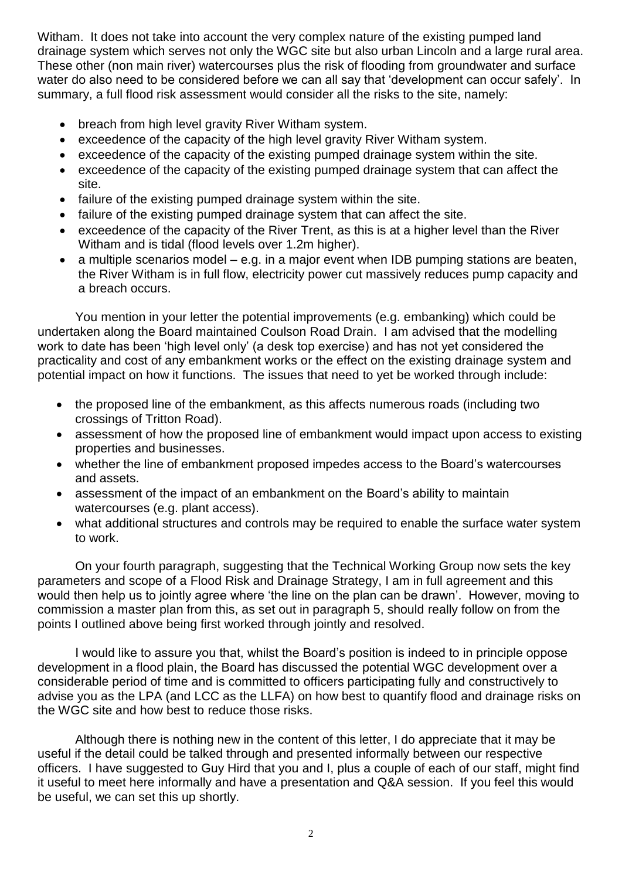Witham. It does not take into account the very complex nature of the existing pumped land drainage system which serves not only the WGC site but also urban Lincoln and a large rural area. These other (non main river) watercourses plus the risk of flooding from groundwater and surface water do also need to be considered before we can all say that 'development can occur safely'. In summary, a full flood risk assessment would consider all the risks to the site, namely:

- breach from high level gravity River Witham system.
- exceedence of the capacity of the high level gravity River Witham system.
- exceedence of the capacity of the existing pumped drainage system within the site.
- exceedence of the capacity of the existing pumped drainage system that can affect the site.
- failure of the existing pumped drainage system within the site.
- failure of the existing pumped drainage system that can affect the site.
- exceedence of the capacity of the River Trent, as this is at a higher level than the River Witham and is tidal (flood levels over 1.2m higher).
- a multiple scenarios model – e.g. in a major event when IDB pumping stations are beaten, the River Witham is in full flow, electricity power cut massively reduces pump capacity and a breach occurs.

You mention in your letter the potential improvements (e.g. embanking) which could be undertaken along the Board maintained Coulson Road Drain. I am advised that the modelling work to date has been 'high level only' (a desk top exercise) and has not yet considered the practicality and cost of any embankment works or the effect on the existing drainage system and potential impact on how it functions. The issues that need to yet be worked through include:

- the proposed line of the embankment, as this affects numerous roads (including two crossings of Tritton Road).
- assessment of how the proposed line of embankment would impact upon access to existing properties and businesses.
- whether the line of embankment proposed impedes access to the Board's watercourses and assets.
- assessment of the impact of an embankment on the Board's ability to maintain watercourses (e.g. plant access).
- what additional structures and controls may be required to enable the surface water system to work.

On your fourth paragraph, suggesting that the Technical Working Group now sets the key parameters and scope of a Flood Risk and Drainage Strategy, I am in full agreement and this would then help us to jointly agree where 'the line on the plan can be drawn'. However, moving to commission a master plan from this, as set out in paragraph 5, should really follow on from the points I outlined above being first worked through jointly and resolved.

I would like to assure you that, whilst the Board's position is indeed to in principle oppose development in a flood plain, the Board has discussed the potential WGC development over a considerable period of time and is committed to officers participating fully and constructively to advise you as the LPA (and LCC as the LLFA) on how best to quantify flood and drainage risks on the WGC site and how best to reduce those risks.

Although there is nothing new in the content of this letter, I do appreciate that it may be useful if the detail could be talked through and presented informally between our respective officers. I have suggested to Guy Hird that you and I, plus a couple of each of our staff, might find it useful to meet here informally and have a presentation and Q&A session. If you feel this would be useful, we can set this up shortly.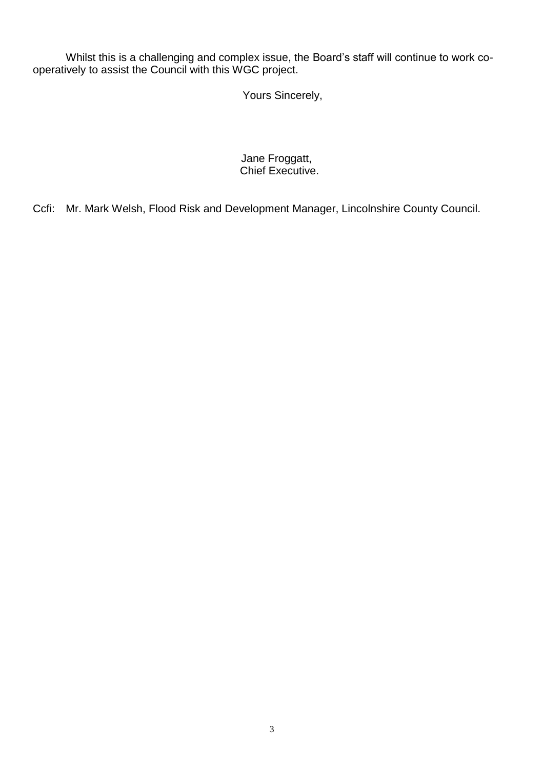Whilst this is a challenging and complex issue, the Board's staff will continue to work co-operatively to assist the Council with this WGC project.

Yours Sincerely,

Jane Froggatt,
Chief Executive.

Ccfi: Mr. Mark Welsh, Flood Risk and Development Manager, Lincolnshire County Council.